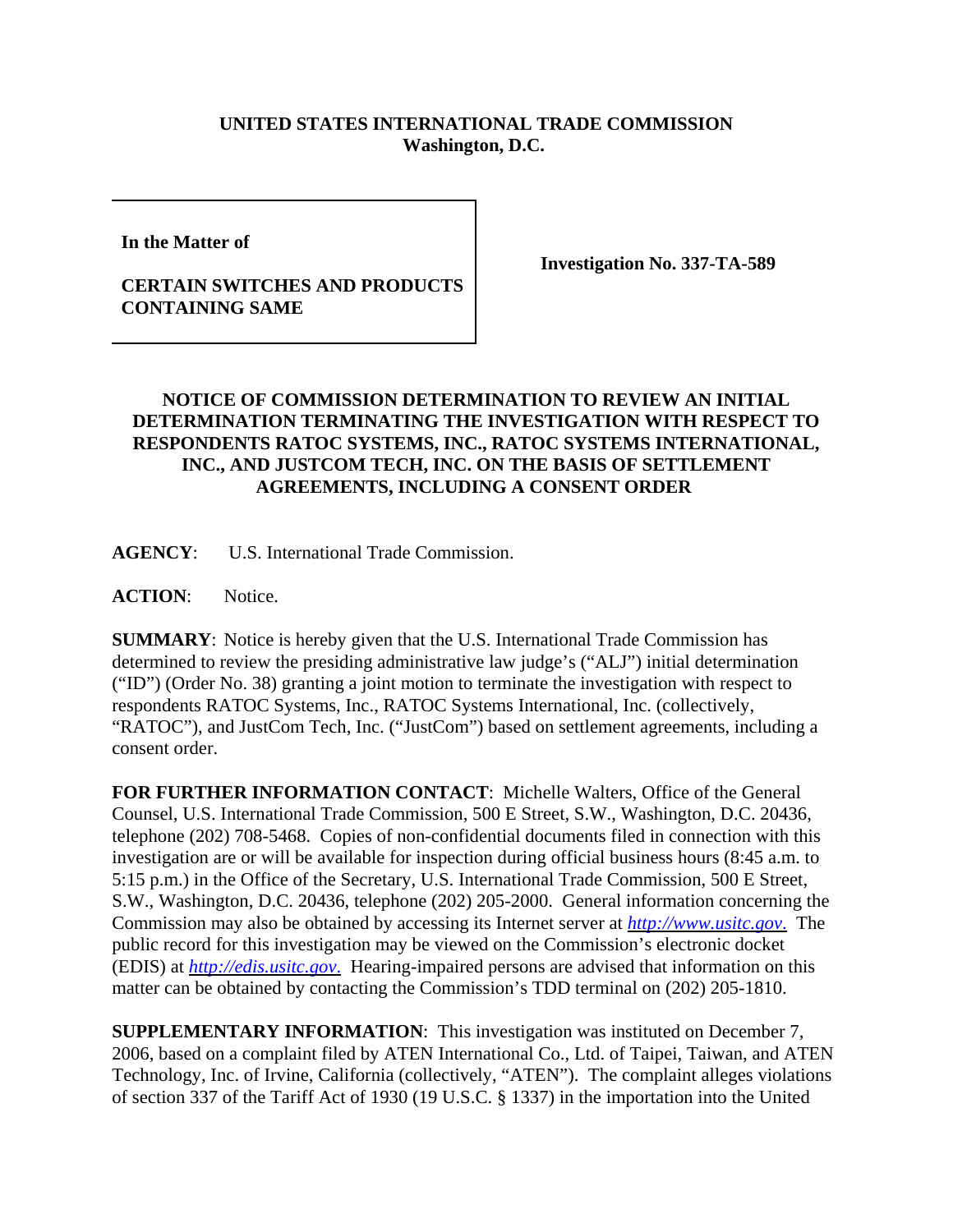**UNITED STATES INTERNATIONAL TRADE COMMISSION**
**Washington, D.C.**

| In the Matter of<br><br>**CERTAIN SWITCHES AND PRODUCTS CONTAINING SAME** | **Investigation No. 337-TA-589** |
|---|---|

## NOTICE OF COMMISSION DETERMINATION TO REVIEW AN INITIAL DETERMINATION TERMINATING THE INVESTIGATION WITH RESPECT TO RESPONDENTS RATOC SYSTEMS, INC., RATOC SYSTEMS INTERNATIONAL, INC., AND JUSTCOM TECH, INC. ON THE BASIS OF SETTLEMENT AGREEMENTS, INCLUDING A CONSENT ORDER

**AGENCY**: U.S. International Trade Commission.

**ACTION**: Notice.

**SUMMARY**: Notice is hereby given that the U.S. International Trade Commission has determined to review the presiding administrative law judge's ("ALJ") initial determination ("ID") (Order No. 38) granting a joint motion to terminate the investigation with respect to respondents RATOC Systems, Inc., RATOC Systems International, Inc. (collectively, "RATOC"), and JustCom Tech, Inc. ("JustCom") based on settlement agreements, including a consent order.

**FOR FURTHER INFORMATION CONTACT**: Michelle Walters, Office of the General Counsel, U.S. International Trade Commission, 500 E Street, S.W., Washington, D.C. 20436, telephone (202) 708-5468. Copies of non-confidential documents filed in connection with this investigation are or will be available for inspection during official business hours (8:45 a.m. to 5:15 p.m.) in the Office of the Secretary, U.S. International Trade Commission, 500 E Street, S.W., Washington, D.C. 20436, telephone (202) 205-2000. General information concerning the Commission may also be obtained by accessing its Internet server at *http://www.usitc.gov.* The public record for this investigation may be viewed on the Commission's electronic docket (EDIS) at *http://edis.usitc.gov.* Hearing-impaired persons are advised that information on this matter can be obtained by contacting the Commission's TDD terminal on (202) 205-1810.

**SUPPLEMENTARY INFORMATION**: This investigation was instituted on December 7, 2006, based on a complaint filed by ATEN International Co., Ltd. of Taipei, Taiwan, and ATEN Technology, Inc. of Irvine, California (collectively, "ATEN"). The complaint alleges violations of section 337 of the Tariff Act of 1930 (19 U.S.C. § 1337) in the importation into the United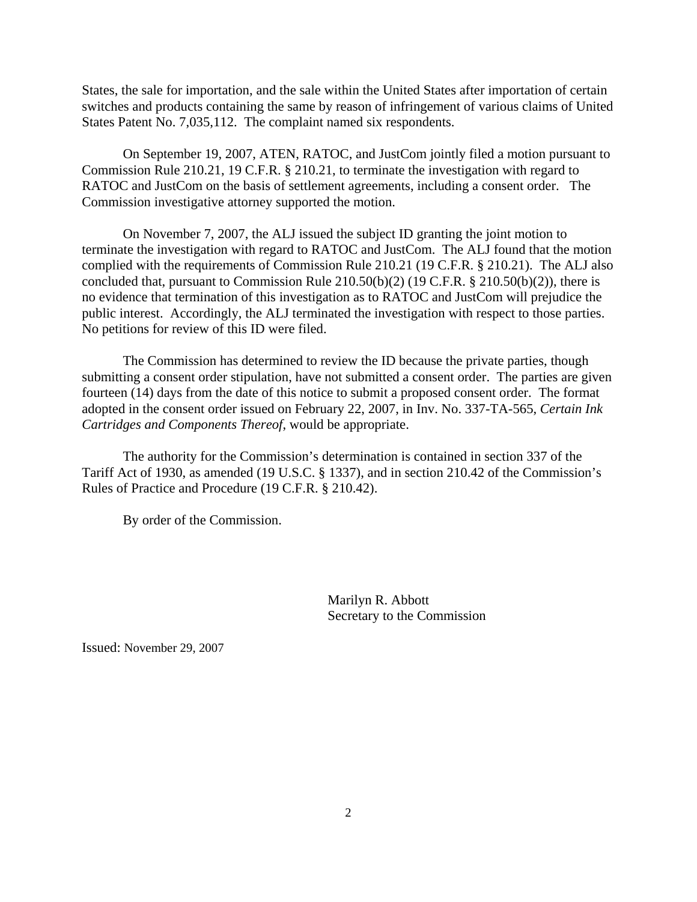States, the sale for importation, and the sale within the United States after importation of certain switches and products containing the same by reason of infringement of various claims of United States Patent No. 7,035,112. The complaint named six respondents.

On September 19, 2007, ATEN, RATOC, and JustCom jointly filed a motion pursuant to Commission Rule 210.21, 19 C.F.R. § 210.21, to terminate the investigation with regard to RATOC and JustCom on the basis of settlement agreements, including a consent order. The Commission investigative attorney supported the motion.

On November 7, 2007, the ALJ issued the subject ID granting the joint motion to terminate the investigation with regard to RATOC and JustCom. The ALJ found that the motion complied with the requirements of Commission Rule 210.21 (19 C.F.R. § 210.21). The ALJ also concluded that, pursuant to Commission Rule 210.50(b)(2) (19 C.F.R. § 210.50(b)(2)), there is no evidence that termination of this investigation as to RATOC and JustCom will prejudice the public interest. Accordingly, the ALJ terminated the investigation with respect to those parties. No petitions for review of this ID were filed.

The Commission has determined to review the ID because the private parties, though submitting a consent order stipulation, have not submitted a consent order. The parties are given fourteen (14) days from the date of this notice to submit a proposed consent order. The format adopted in the consent order issued on February 22, 2007, in Inv. No. 337-TA-565, *Certain Ink Cartridges and Components Thereof*, would be appropriate.

The authority for the Commission's determination is contained in section 337 of the Tariff Act of 1930, as amended (19 U.S.C. § 1337), and in section 210.42 of the Commission's Rules of Practice and Procedure (19 C.F.R. § 210.42).

By order of the Commission.

Marilyn R. Abbott
Secretary to the Commission

Issued: November 29, 2007